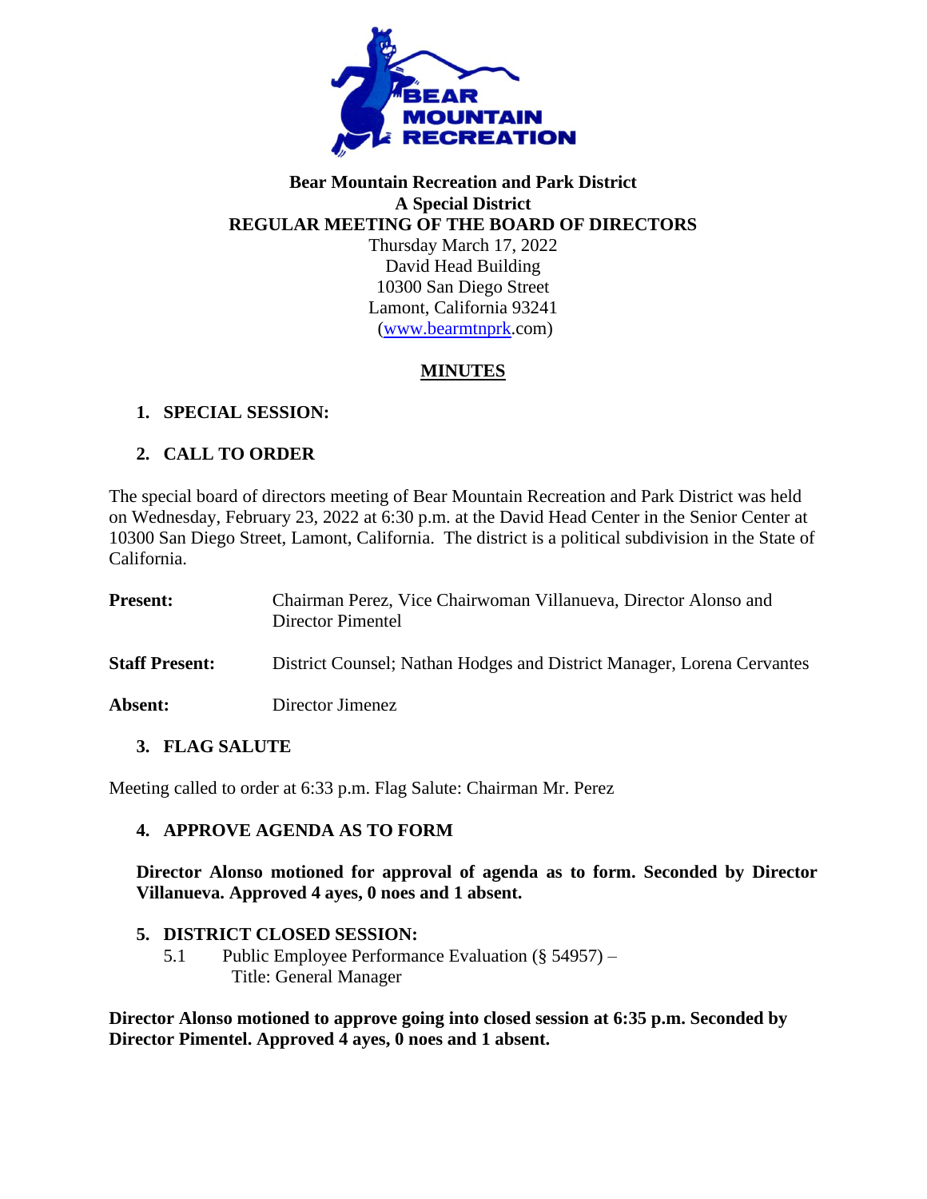**Bear Mountain Recreation and Park District**
**A Special District**
**REGULAR MEETING OF THE BOARD OF DIRECTORS**
Thursday March 17, 2022
David Head Building
10300 San Diego Street
Lamont, California 93241
(www.bearmtnprk.com)

# MINUTES

## 1. SPECIAL SESSION:

## 2. CALL TO ORDER

The special board of directors meeting of Bear Mountain Recreation and Park District was held on Wednesday, February 23, 2022 at 6:30 p.m. at the David Head Center in the Senior Center at 10300 San Diego Street, Lamont, California. The district is a political subdivision in the State of California.

**Present:** Chairman Perez, Vice Chairwoman Villanueva, Director Alonso and Director Pimentel

**Staff Present:** District Counsel; Nathan Hodges and District Manager, Lorena Cervantes

**Absent:** Director Jimenez

## 3. FLAG SALUTE

Meeting called to order at 6:33 p.m. Flag Salute: Chairman Mr. Perez

## 4. APPROVE AGENDA AS TO FORM

**Director Alonso motioned for approval of agenda as to form. Seconded by Director Villanueva. Approved 4 ayes, 0 noes and 1 absent.**

## 5. DISTRICT CLOSED SESSION:

5.1 Public Employee Performance Evaluation (§ 54957) –
Title: General Manager

**Director Alonso motioned to approve going into closed session at 6:35 p.m. Seconded by Director Pimentel. Approved 4 ayes, 0 noes and 1 absent.**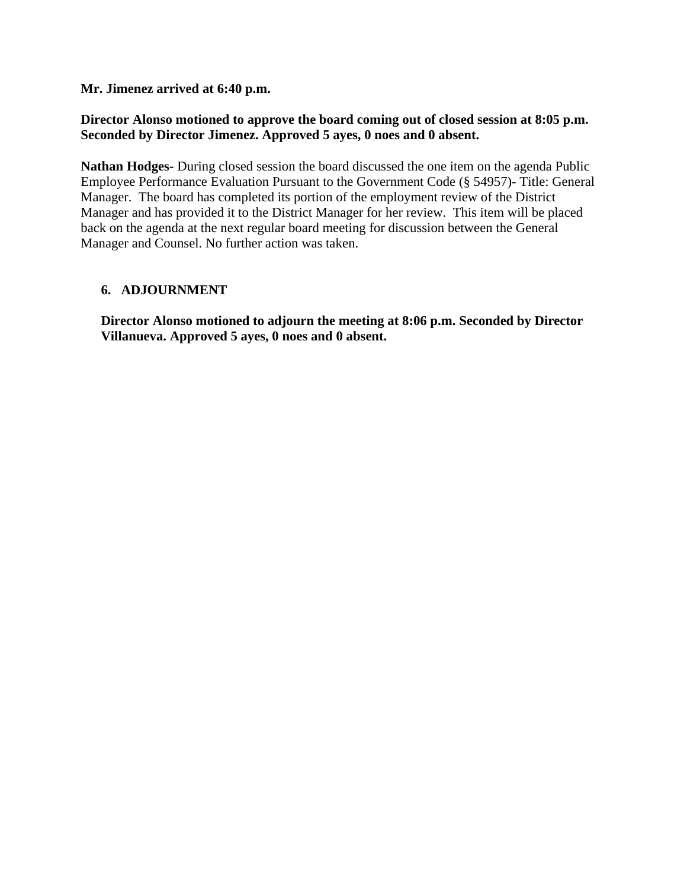**Mr. Jimenez arrived at 6:40 p.m.**

**Director Alonso motioned to approve the board coming out of closed session at 8:05 p.m. Seconded by Director Jimenez. Approved 5 ayes, 0 noes and 0 absent.**

**Nathan Hodges-** During closed session the board discussed the one item on the agenda Public Employee Performance Evaluation Pursuant to the Government Code (§ 54957)- Title: General Manager. The board has completed its portion of the employment review of the District Manager and has provided it to the District Manager for her review. This item will be placed back on the agenda at the next regular board meeting for discussion between the General Manager and Counsel. No further action was taken.

## 6. ADJOURNMENT

**Director Alonso motioned to adjourn the meeting at 8:06 p.m. Seconded by Director Villanueva. Approved 5 ayes, 0 noes and 0 absent.**